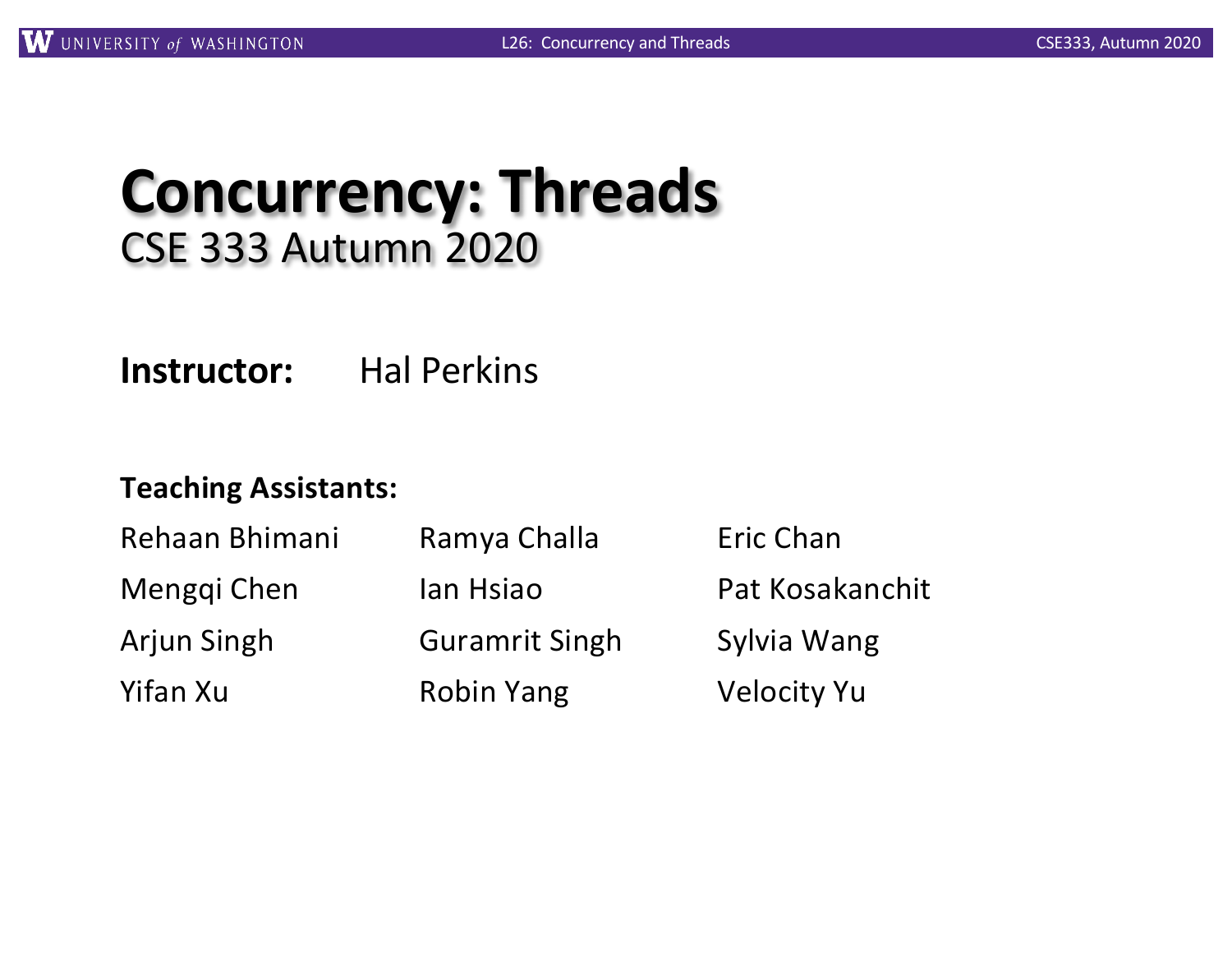# Concurrency: Threads

## CSE 333 Autumn 2020

**Instructor:** Hal Perkins

**Teaching Assistants:**

| | | |
|---|---|---|
| Rehaan Bhimani | Ramya Challa | Eric Chan |
| Mengqi Chen | Ian Hsiao | Pat Kosakanchit |
| Arjun Singh | Guramrit Singh | Sylvia Wang |
| Yifan Xu | Robin Yang | Velocity Yu |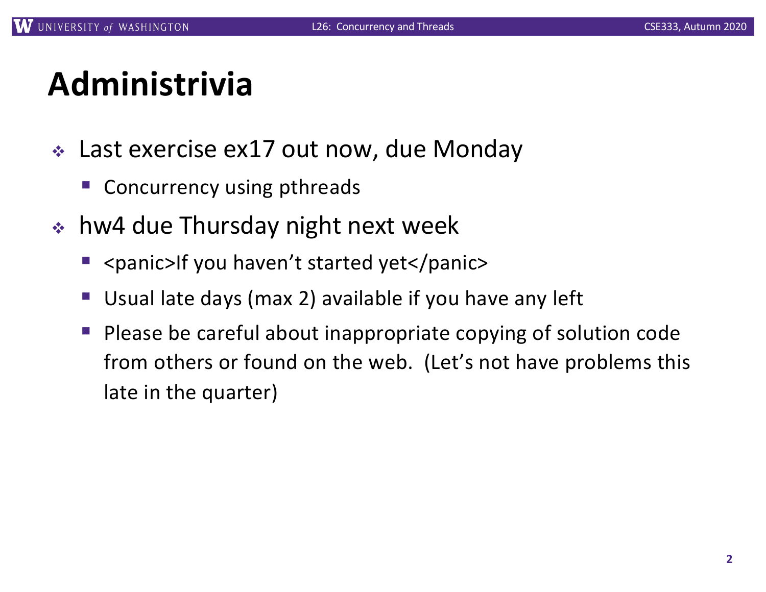# Administrivia

- Last exercise ex17 out now, due Monday
  - Concurrency using pthreads
- hw4 due Thursday night next week
  - <panic>If you haven't started yet</panic>
  - Usual late days (max 2) available if you have any left
  - Please be careful about inappropriate copying of solution code from others or found on the web. (Let's not have problems this late in the quarter)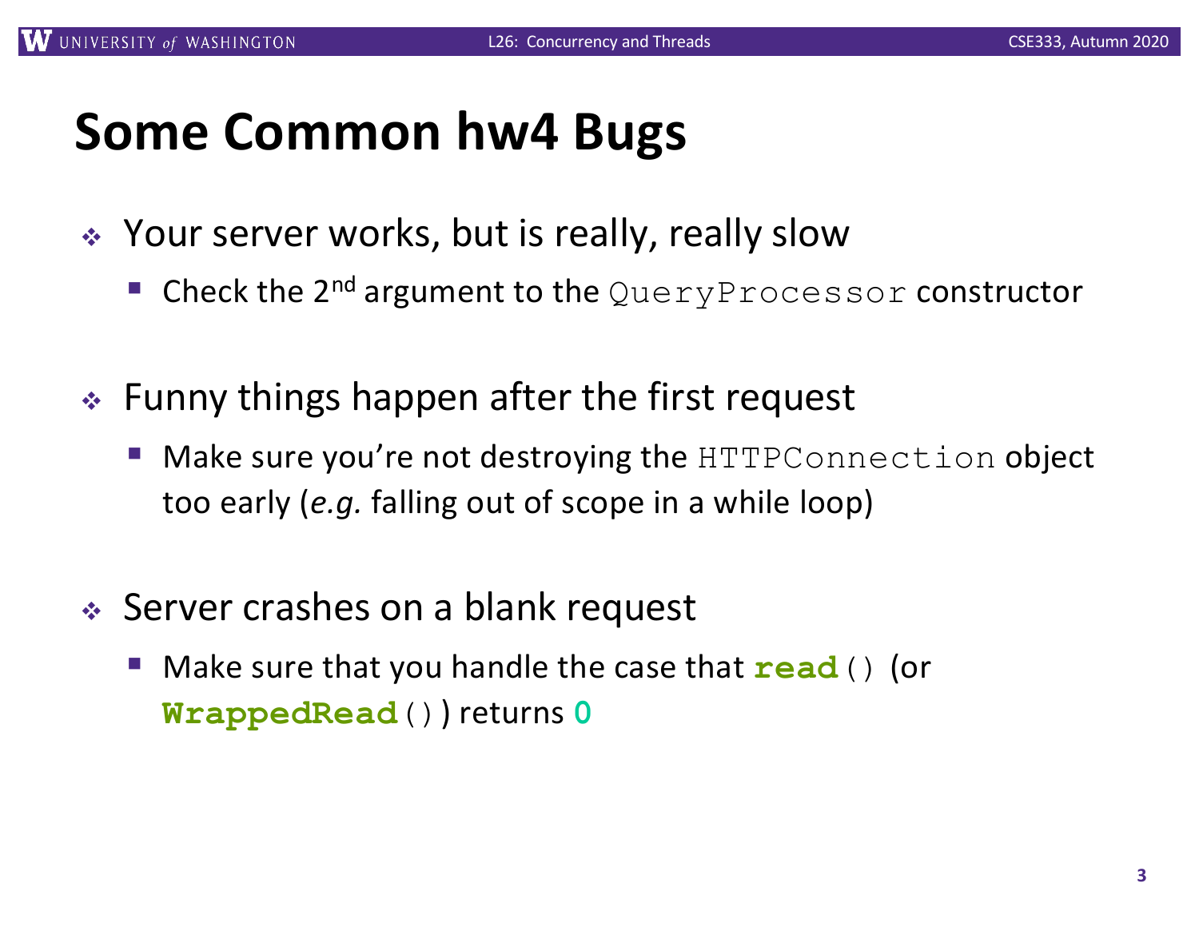# Some Common hw4 Bugs

- Your server works, but is really, really slow
  - Check the 2nd argument to the `QueryProcessor` constructor
- Funny things happen after the first request
  - Make sure you're not destroying the `HTTPConnection` object too early (*e.g.* falling out of scope in a while loop)
- Server crashes on a blank request
  - Make sure that you handle the case that **`read`**`()` (or **`WrappedRead`**`()`) returns **`0`**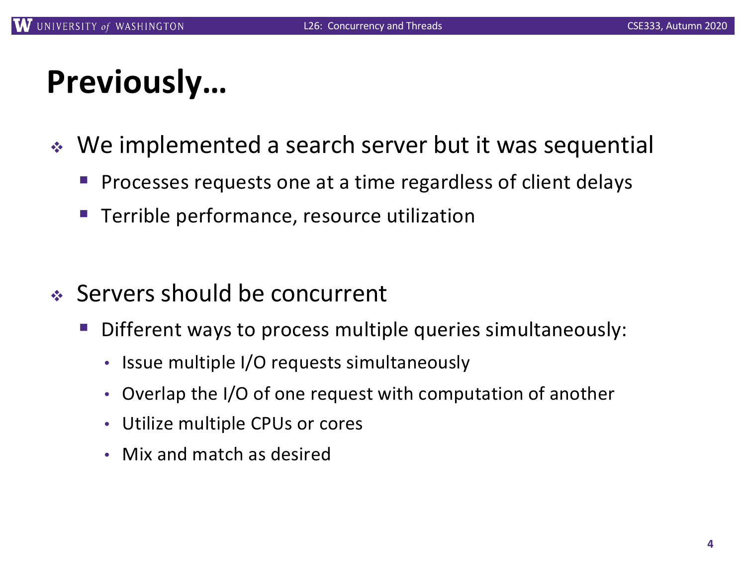# Previously…

- We implemented a search server but it was sequential
  - Processes requests one at a time regardless of client delays
  - Terrible performance, resource utilization

- Servers should be concurrent
  - Different ways to process multiple queries simultaneously:
    - Issue multiple I/O requests simultaneously
    - Overlap the I/O of one request with computation of another
    - Utilize multiple CPUs or cores
    - Mix and match as desired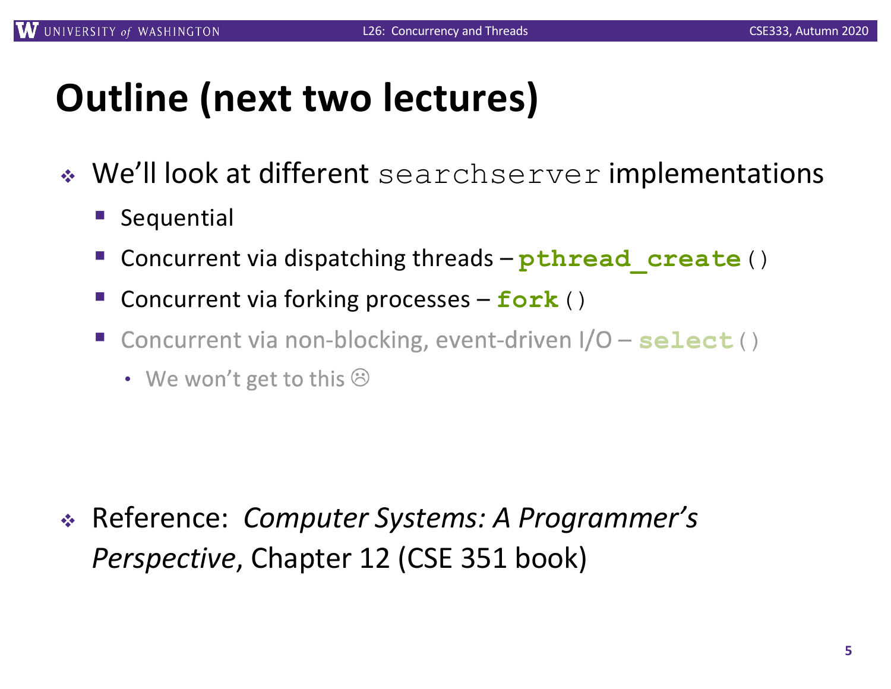# Outline (next two lectures)

- We'll look at different `searchserver` implementations
  - Sequential
  - Concurrent via dispatching threads – **`pthread_create`**`()`
  - Concurrent via forking processes – **`fork`**`()`
  - Concurrent via non-blocking, event-driven I/O – **`select`**`()`
    - We won't get to this ☹

- Reference: *Computer Systems: A Programmer's Perspective*, Chapter 12 (CSE 351 book)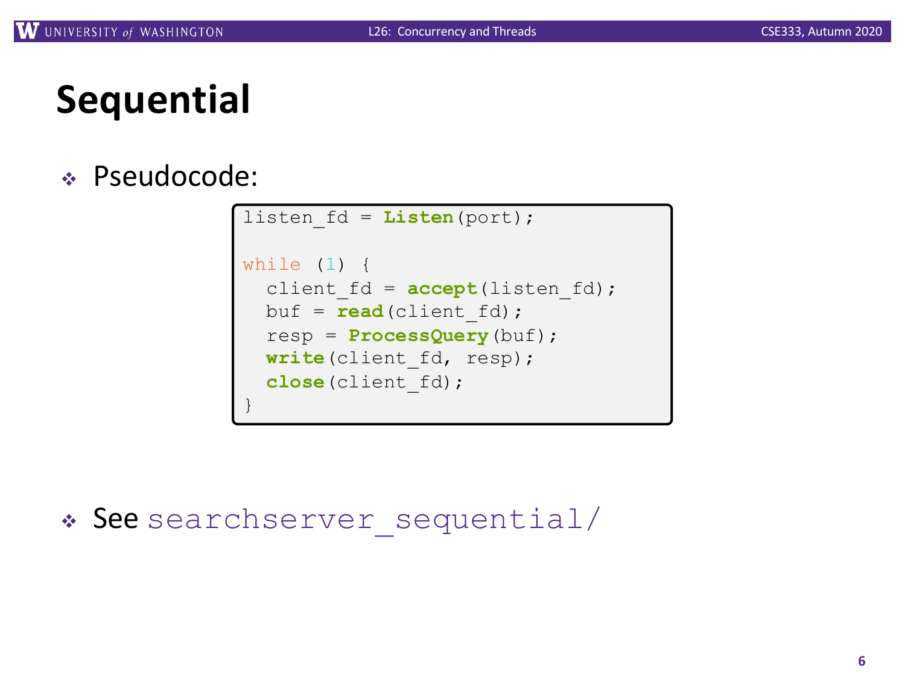# Sequential

- Pseudocode:

```
listen_fd = Listen(port);

while (1) {
  client_fd = accept(listen_fd);
  buf = read(client_fd);
  resp = ProcessQuery(buf);
  write(client_fd, resp);
  close(client_fd);
}
```

- See `searchserver_sequential/`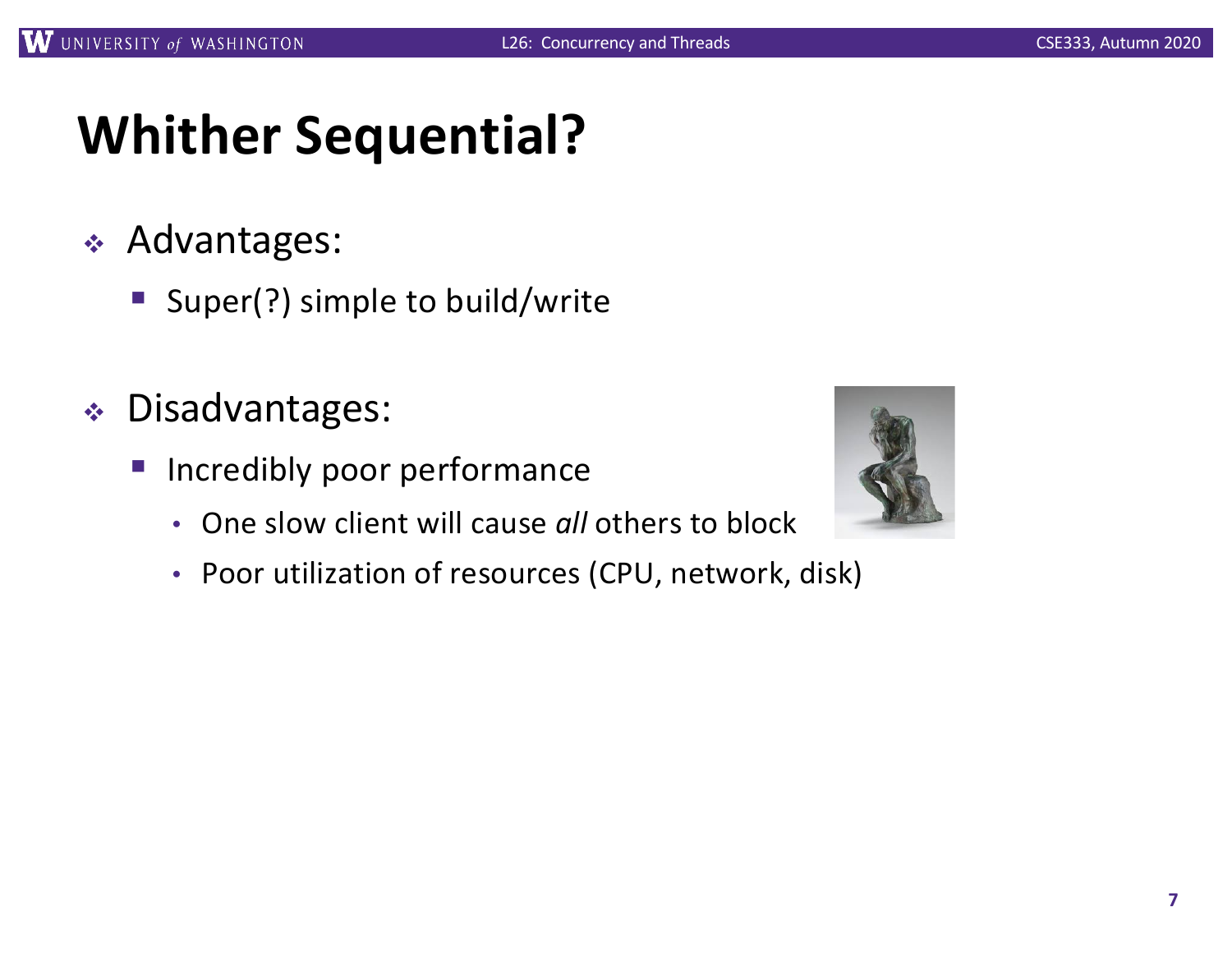# Whither Sequential?

- Advantages:
  - Super(?) simple to build/write
- Disadvantages:
  - Incredibly poor performance
    - One slow client will cause *all* others to block
    - Poor utilization of resources (CPU, network, disk)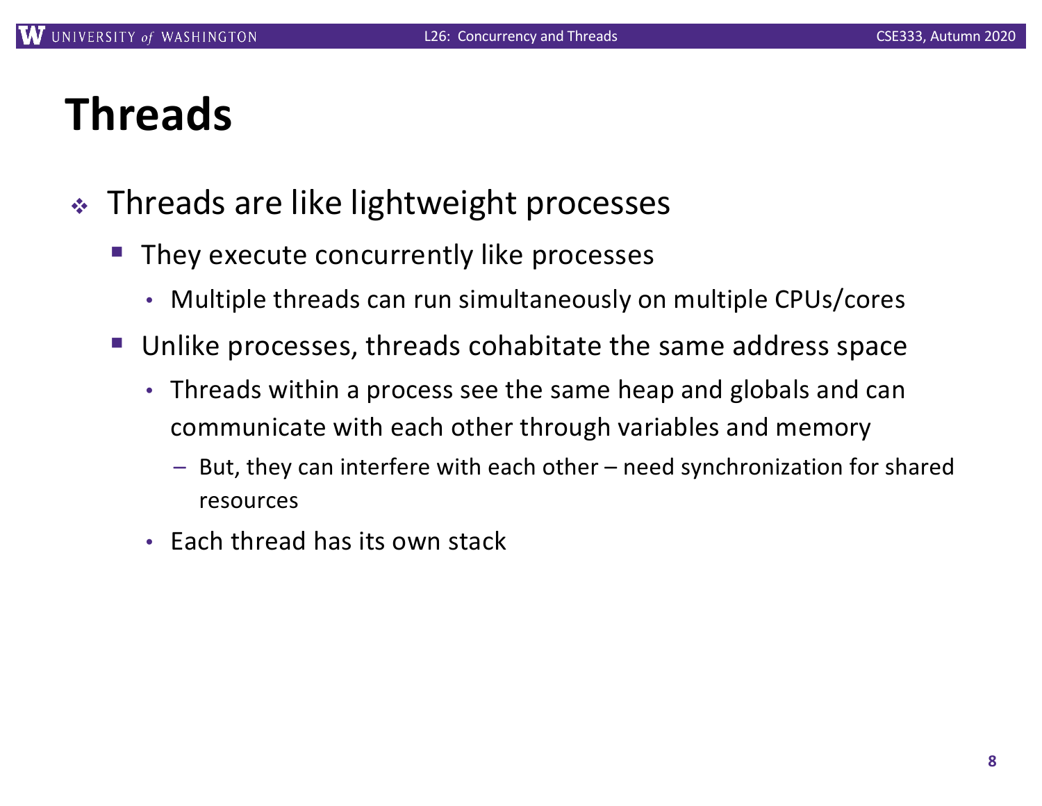# Threads

- Threads are like lightweight processes
  - They execute concurrently like processes
    - Multiple threads can run simultaneously on multiple CPUs/cores
  - Unlike processes, threads cohabitate the same address space
    - Threads within a process see the same heap and globals and can communicate with each other through variables and memory
      - But, they can interfere with each other – need synchronization for shared resources
    - Each thread has its own stack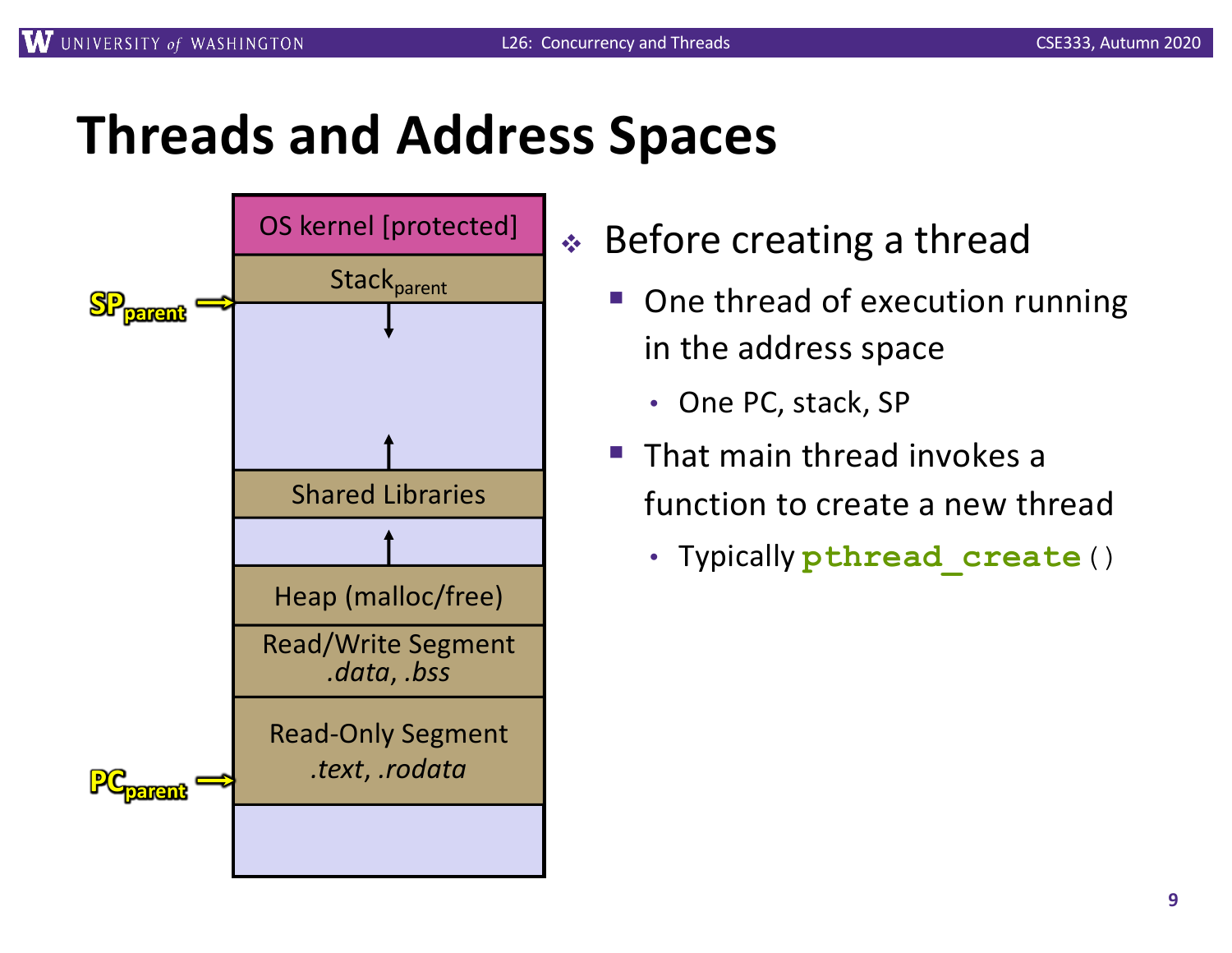# Threads and Address Spaces

| |
|---|
| OS kernel [protected] |
| $\text{Stack}_{parent}$ |
| ↓ |
| ↑ |
| Shared Libraries |
| ↑ |
| Heap (malloc/free) |
| Read/Write Segment *.data*, *.bss* |
| Read-Only Segment *.text*, *.rodata* |
| |

$SP_{parent}$ → (top of $\text{Stack}_{parent}$)

$PC_{parent}$ → (Read-Only Segment)

- Before creating a thread
  - One thread of execution running in the address space
    - One PC, stack, SP
  - That main thread invokes a function to create a new thread
    - Typically `pthread_create()`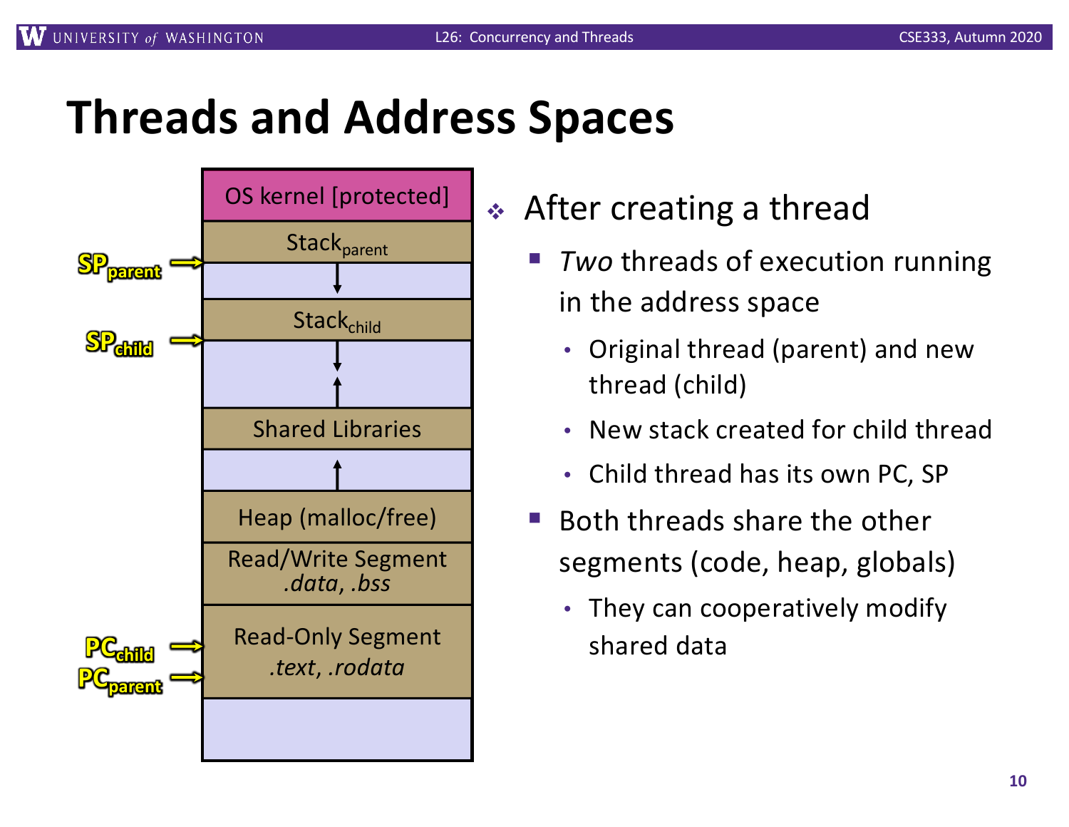# Threads and Address Spaces

| |
|---|
| OS kernel [protected] |
| $Stack_{parent}$ |
| ↓ |
| $Stack_{child}$ |
| ↓ ↑ |
| Shared Libraries |
| ↑ |
| Heap (malloc/free) |
| Read/Write Segment .data, .bss |
| Read-Only Segment .text, .rodata |
| |

$SP_{parent}$ → (below $Stack_{parent}$)

$SP_{child}$ → (below $Stack_{child}$)

$PC_{child}$ → (Read-Only Segment)

$PC_{parent}$ → (Read-Only Segment)

- After creating a thread
  - *Two* threads of execution running in the address space
    - Original thread (parent) and new thread (child)
    - New stack created for child thread
    - Child thread has its own PC, SP
  - Both threads share the other segments (code, heap, globals)
    - They can cooperatively modify shared data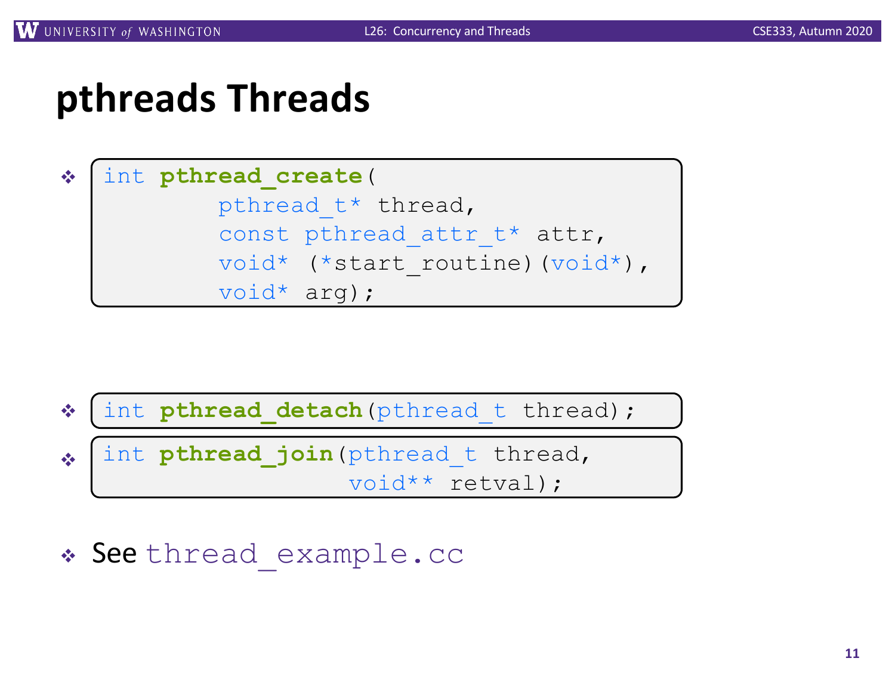# pthreads Threads

- ```
  int pthread_create(
          pthread_t* thread,
          const pthread_attr_t* attr,
          void* (*start_routine)(void*),
          void* arg);
  ```

- ```
  int pthread_detach(pthread_t thread);
  ```

- ```
  int pthread_join(pthread_t thread,
                   void** retval);
  ```

- See `thread_example.cc`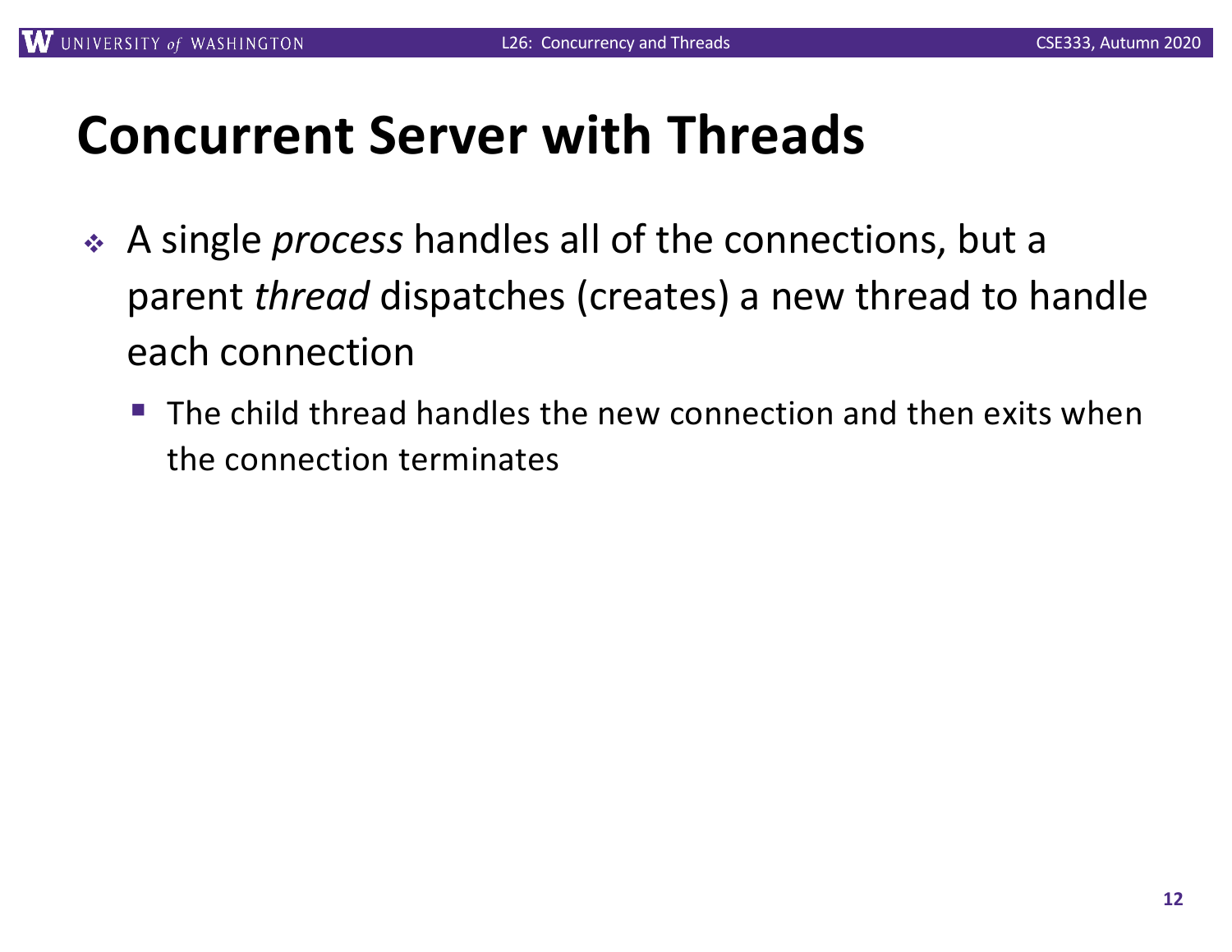# Concurrent Server with Threads

- A single *process* handles all of the connections, but a parent *thread* dispatches (creates) a new thread to handle each connection
  - The child thread handles the new connection and then exits when the connection terminates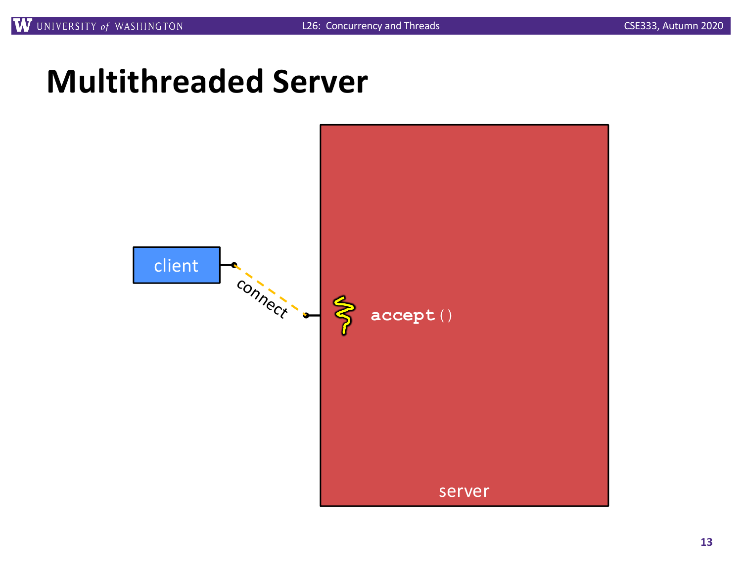# Multithreaded Server

client

connect

accept()

server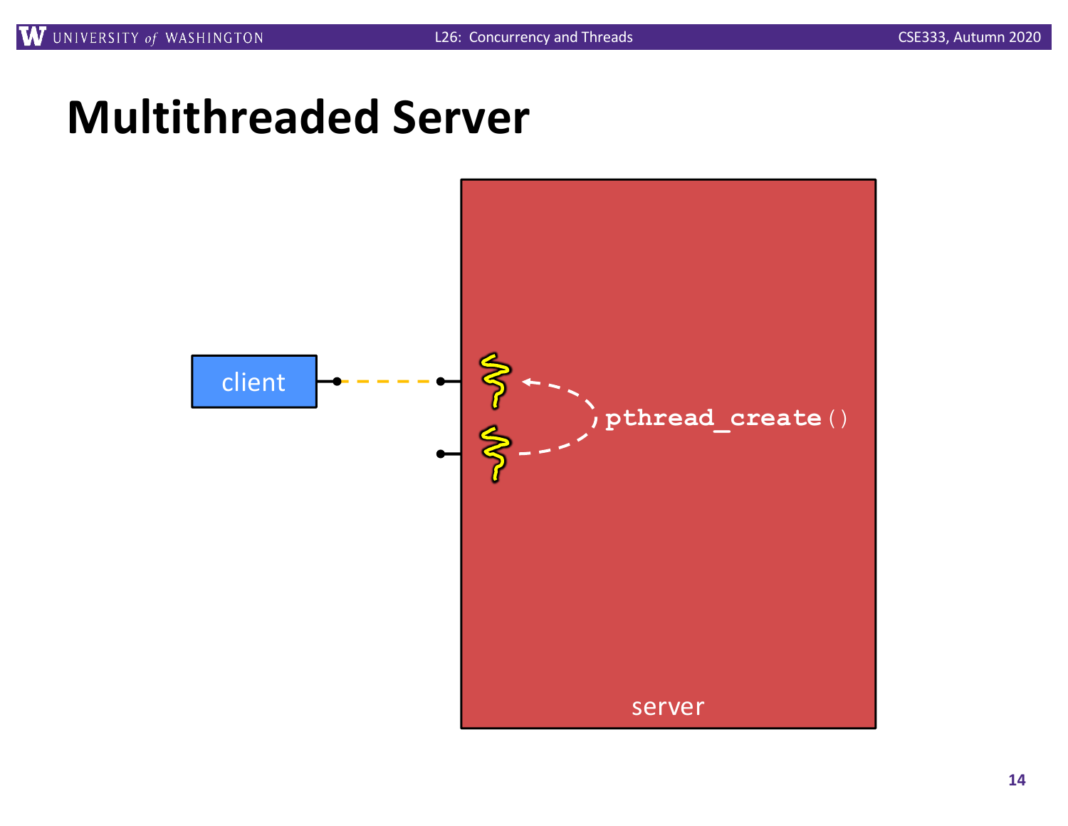# Multithreaded Server

client

`pthread_create()`

server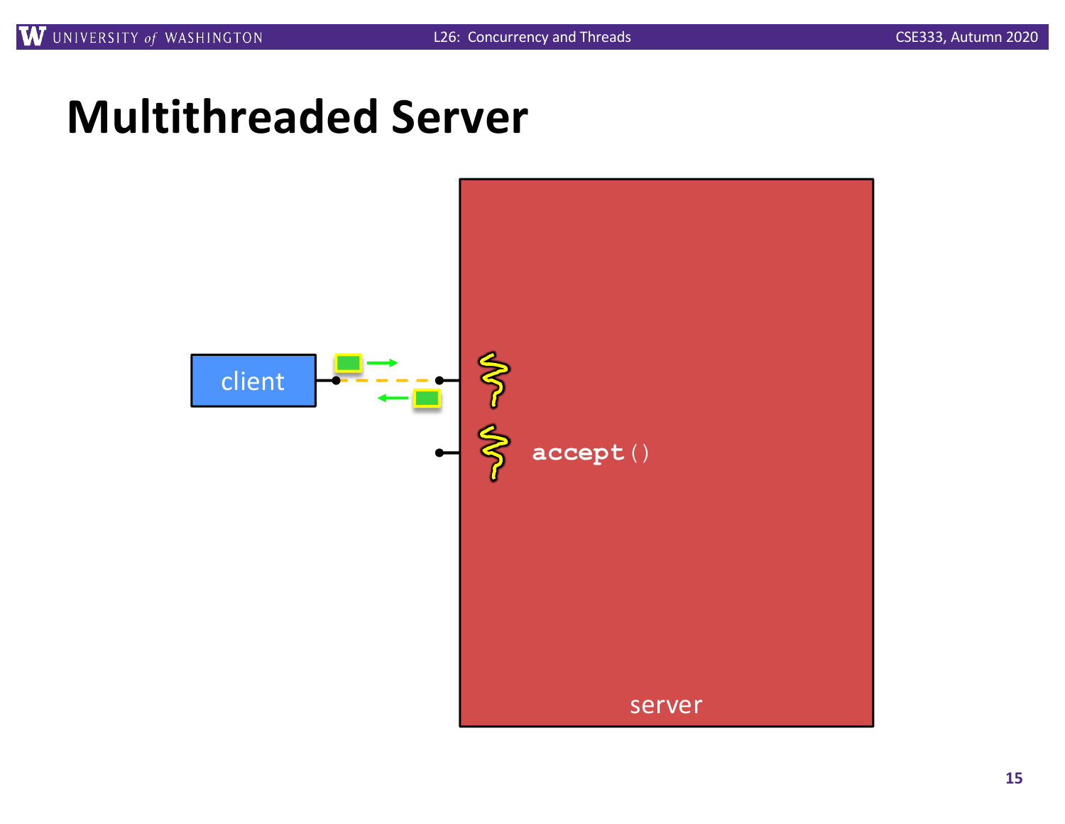# Multithreaded Server

client

accept()

server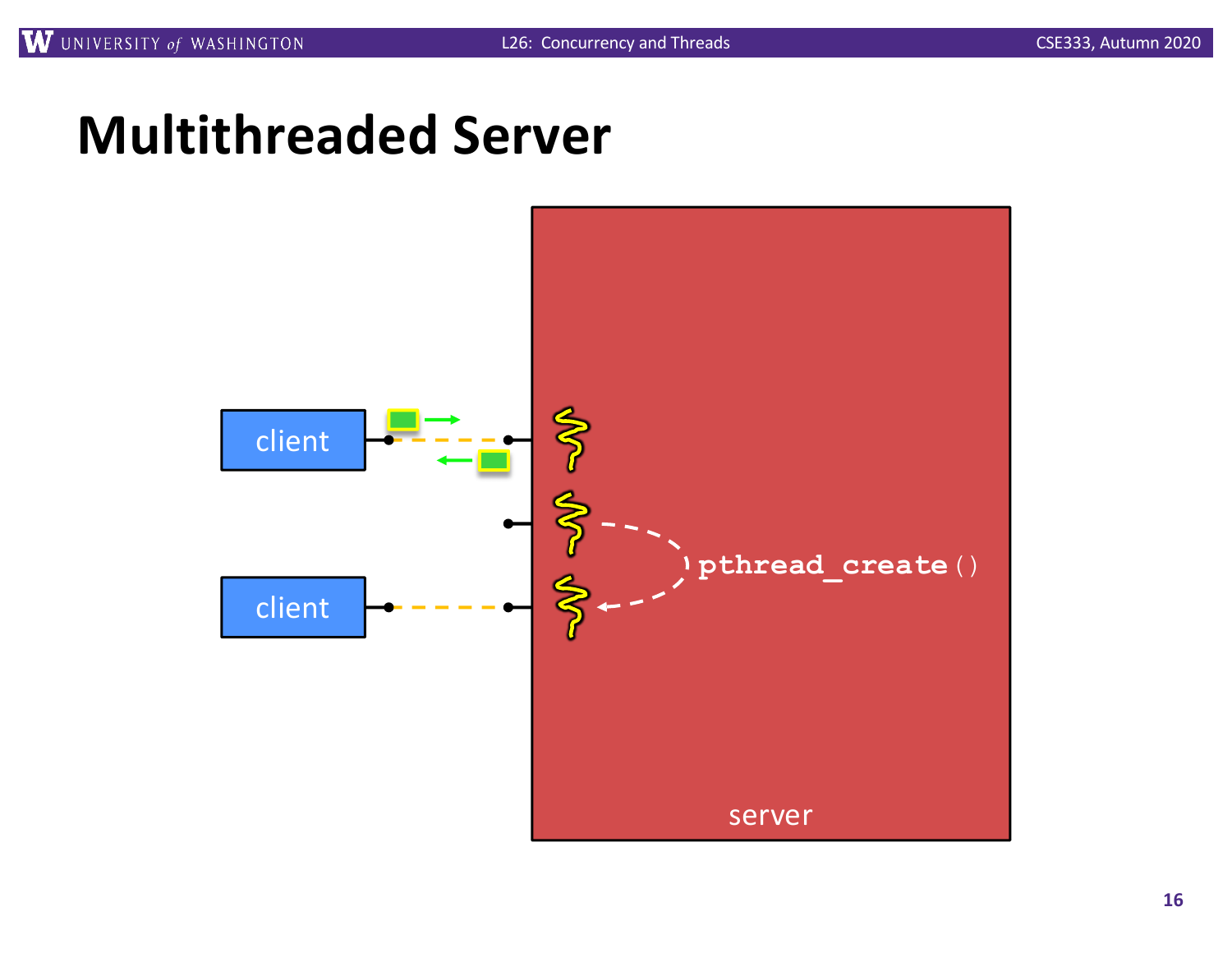# Multithreaded Server

client

client

pthread_create()

server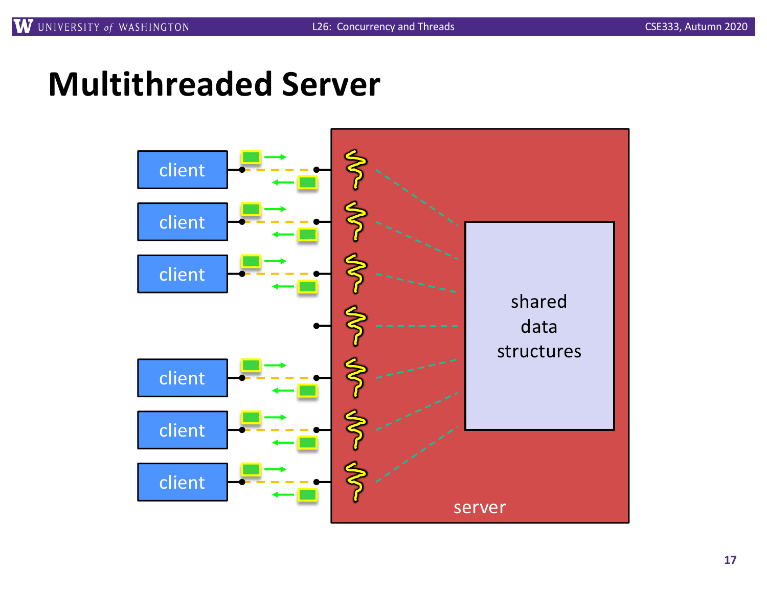# Multithreaded Server

client

client

client

client

client

client

shared data structures

server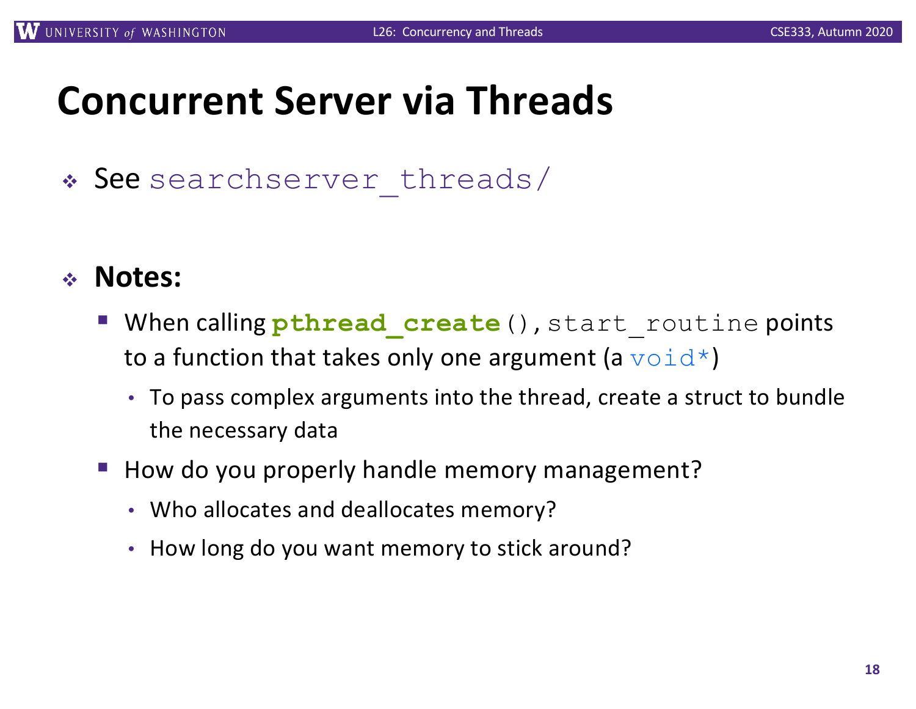# Concurrent Server via Threads

- See `searchserver_threads/`

- **Notes:**
  - When calling `pthread_create()`, `start_routine` points to a function that takes only one argument (a `void*`)
    - To pass complex arguments into the thread, create a struct to bundle the necessary data
  - How do you properly handle memory management?
    - Who allocates and deallocates memory?
    - How long do you want memory to stick around?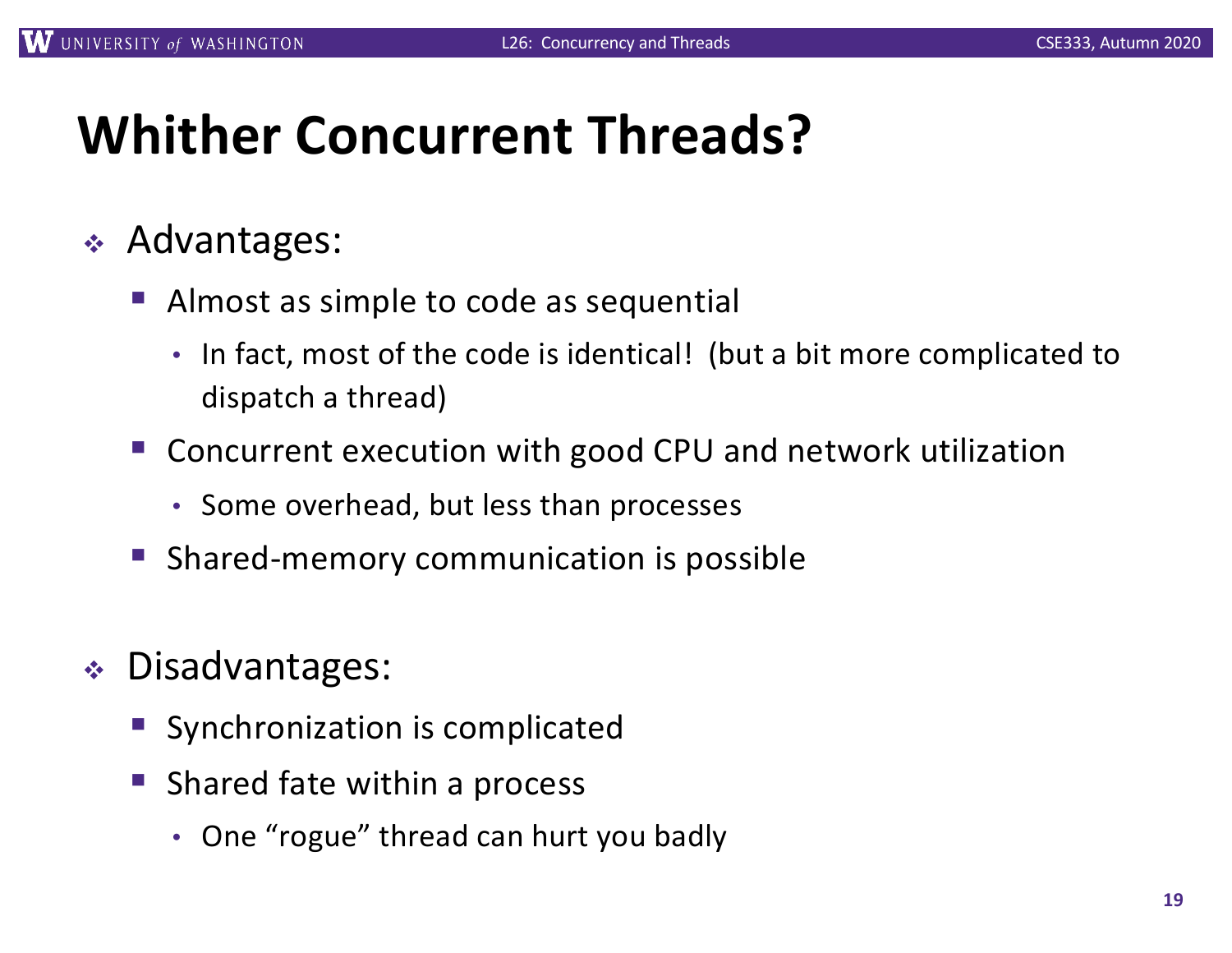# Whither Concurrent Threads?

- Advantages:
  - Almost as simple to code as sequential
    - In fact, most of the code is identical! (but a bit more complicated to dispatch a thread)
  - Concurrent execution with good CPU and network utilization
    - Some overhead, but less than processes
  - Shared-memory communication is possible

- Disadvantages:
  - Synchronization is complicated
  - Shared fate within a process
    - One "rogue" thread can hurt you badly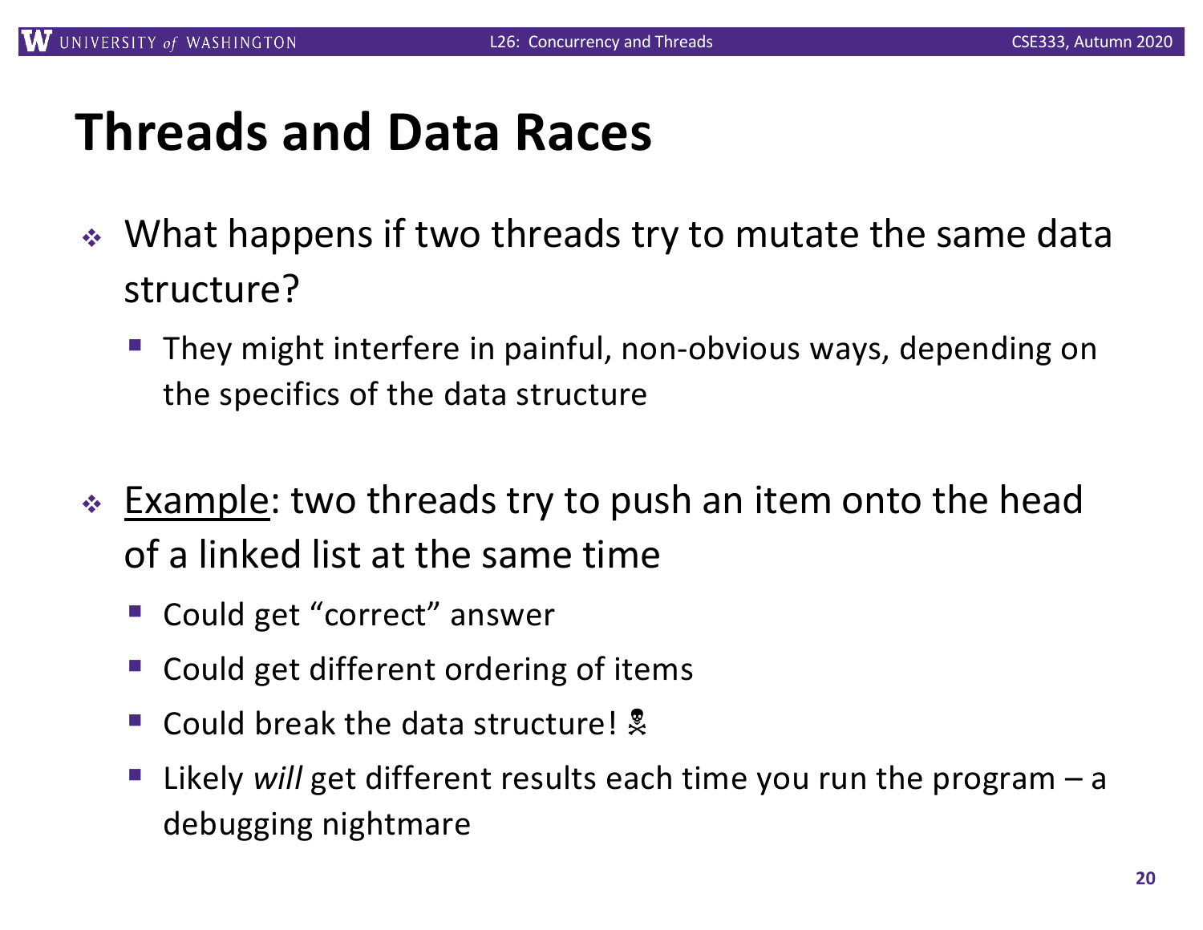# Threads and Data Races

- What happens if two threads try to mutate the same data structure?
  - They might interfere in painful, non-obvious ways, depending on the specifics of the data structure

- <u>Example</u>: two threads try to push an item onto the head of a linked list at the same time
  - Could get "correct" answer
  - Could get different ordering of items
  - Could break the data structure! ☠
  - Likely *will* get different results each time you run the program – a debugging nightmare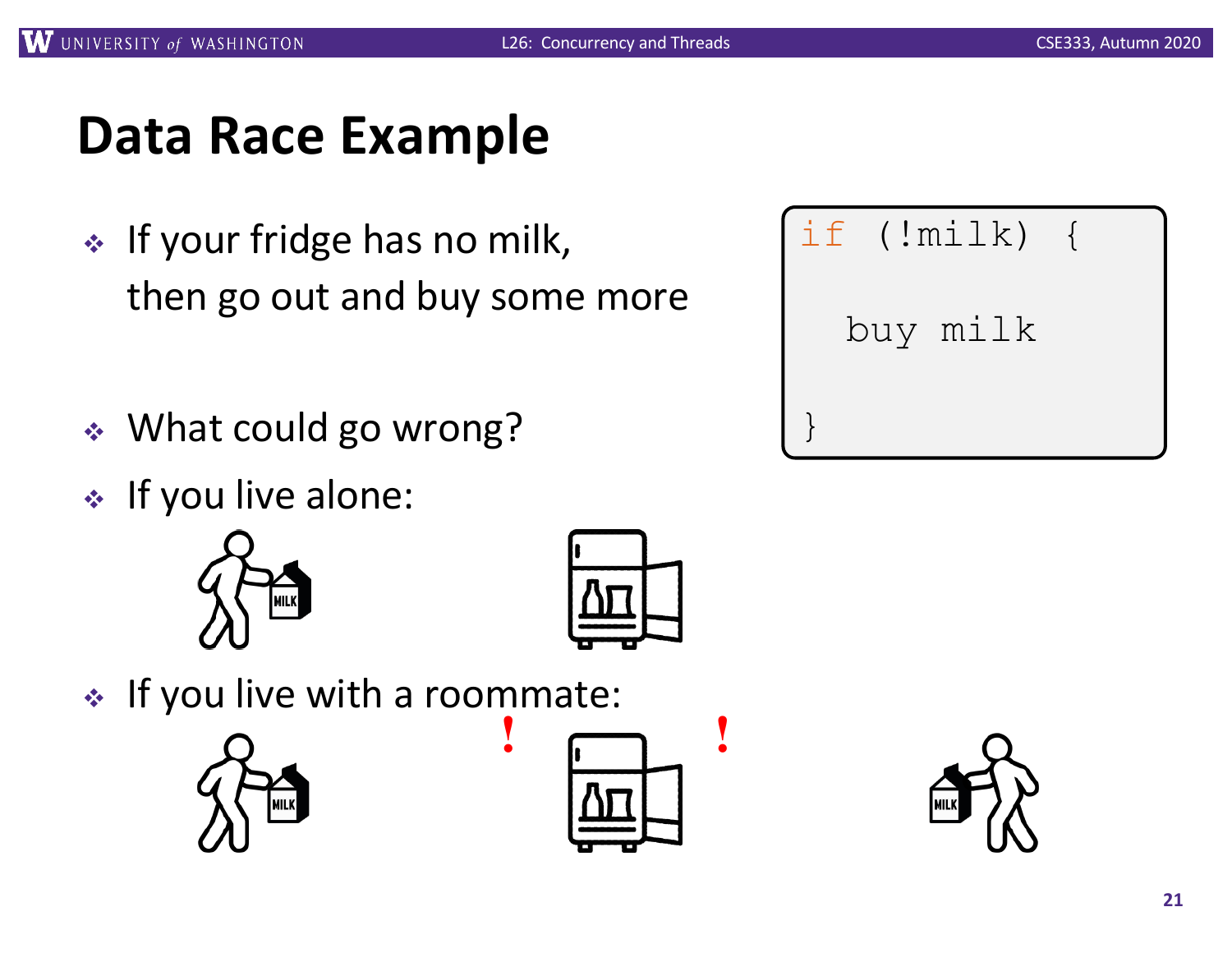# Data Race Example

- If your fridge has no milk, then go out and buy some more

```
if (!milk) {
  buy milk
}
```

- What could go wrong?
- If you live alone:
- If you live with a roommate: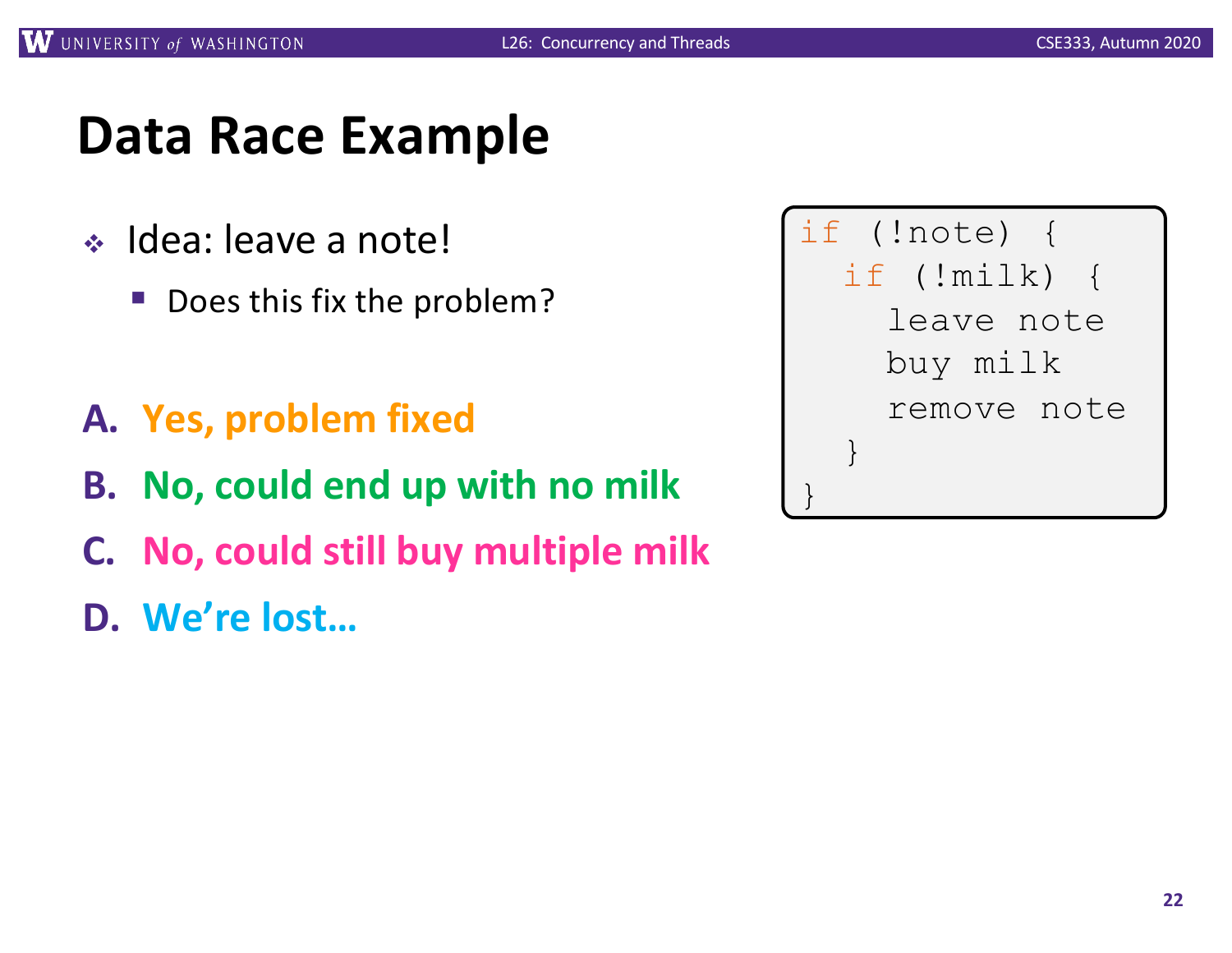# Data Race Example

- Idea: leave a note!
  - Does this fix the problem?

**A. Yes, problem fixed**

**B. No, could end up with no milk**

**C. No, could still buy multiple milk**

**D. We're lost…**

```
if (!note) {
  if (!milk) {
    leave note
    buy milk
    remove note
  }
}
```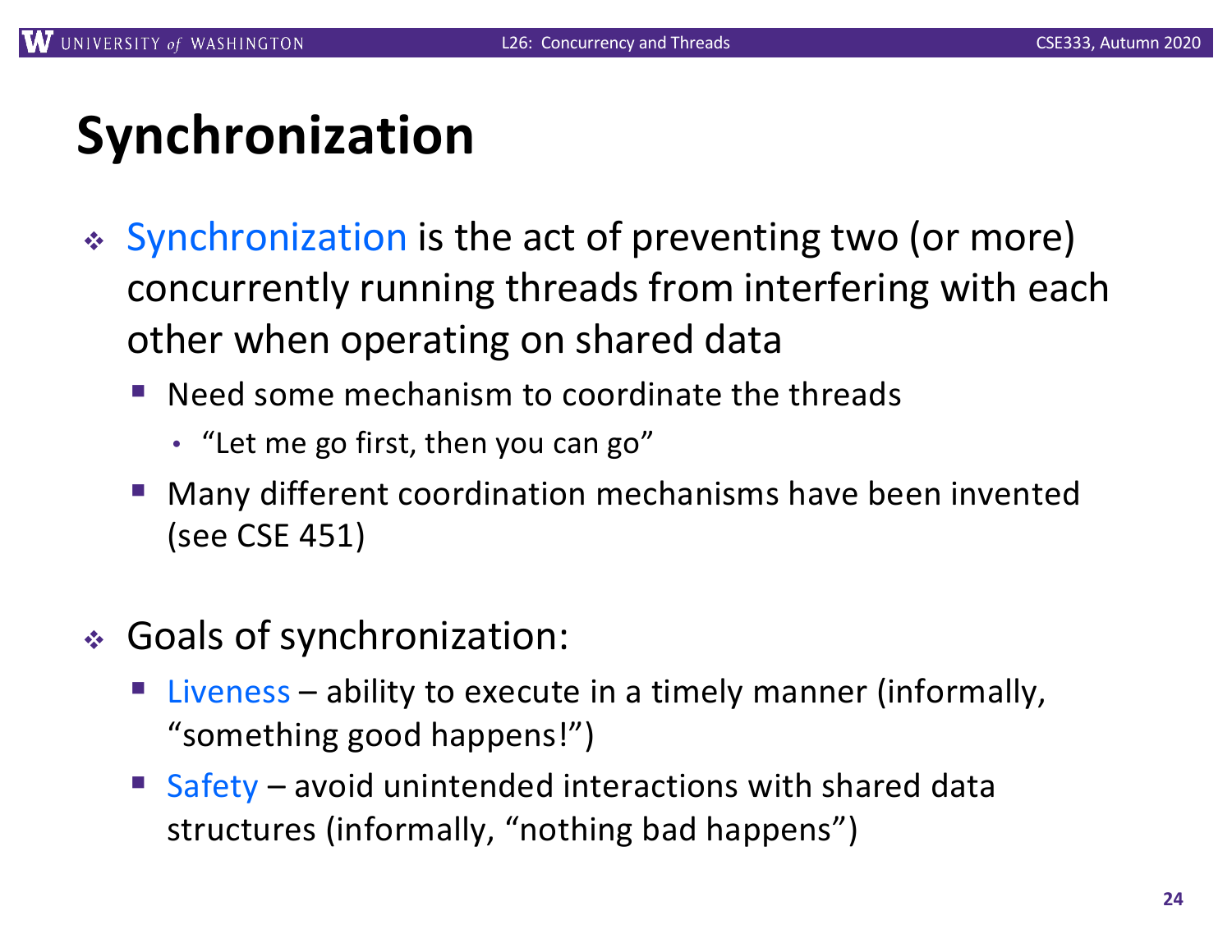# Synchronization

- Synchronization is the act of preventing two (or more) concurrently running threads from interfering with each other when operating on shared data
  - Need some mechanism to coordinate the threads
    - "Let me go first, then you can go"
  - Many different coordination mechanisms have been invented (see CSE 451)

- Goals of synchronization:
  - Liveness – ability to execute in a timely manner (informally, "something good happens!")
  - Safety – avoid unintended interactions with shared data structures (informally, "nothing bad happens")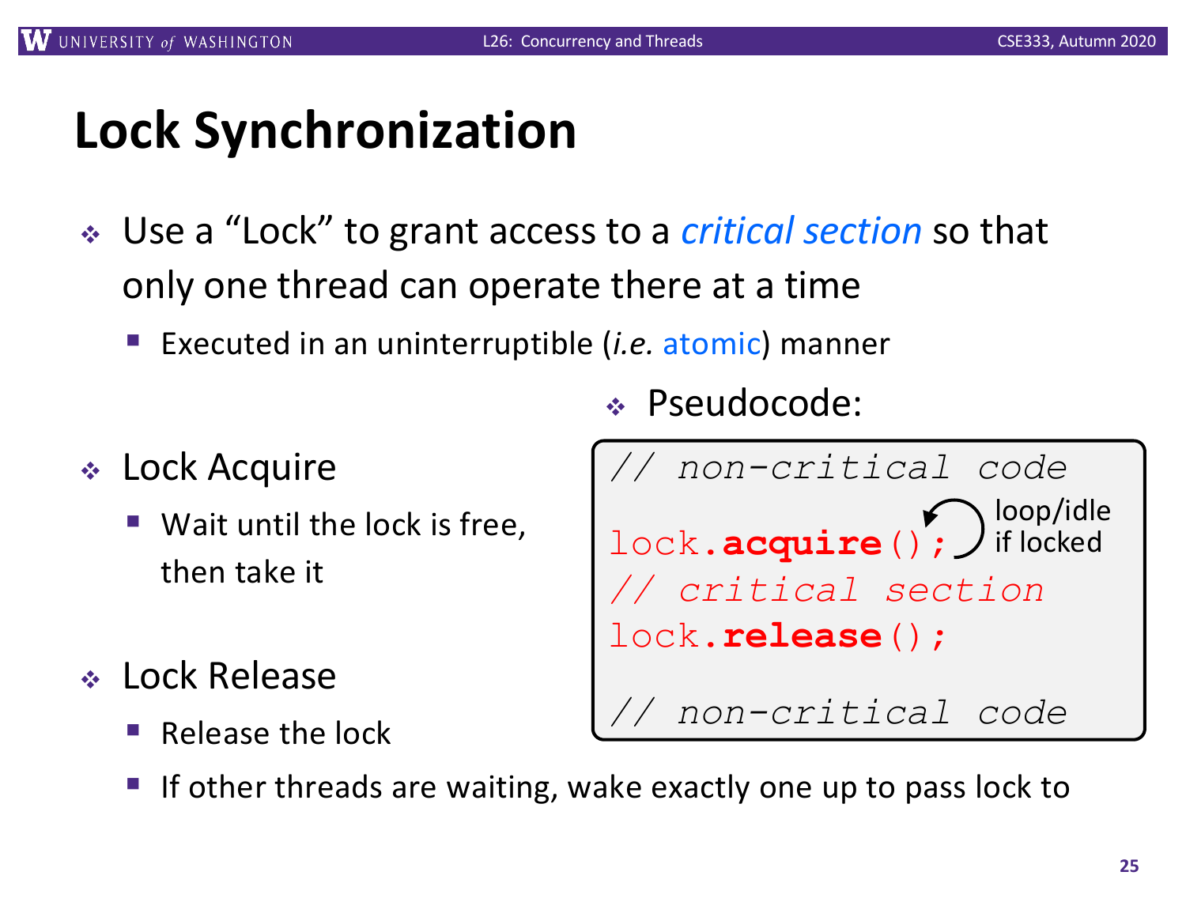# Lock Synchronization

- Use a "Lock" to grant access to a *critical section* so that only one thread can operate there at a time
  - Executed in an uninterruptible (*i.e.* atomic) manner

- Lock Acquire
  - Wait until the lock is free, then take it

- Lock Release
  - Release the lock
  - If other threads are waiting, wake exactly one up to pass lock to

- Pseudocode:

```
// non-critical code

lock.acquire();    loop/idle if locked
// critical section
lock.release();

// non-critical code
```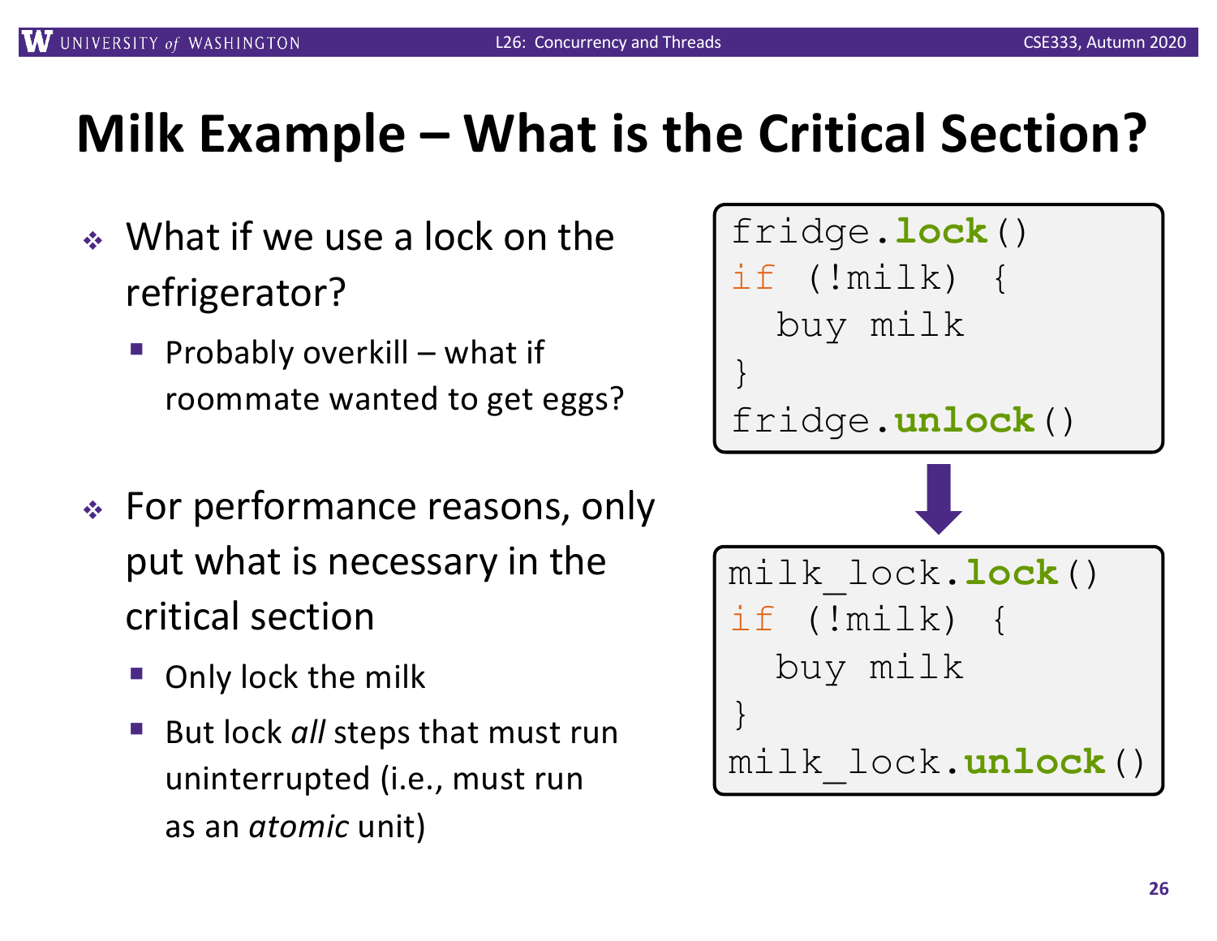# Milk Example – What is the Critical Section?

- What if we use a lock on the refrigerator?
  - Probably overkill – what if roommate wanted to get eggs?

```
fridge.lock()
if (!milk) {
  buy milk
}
fridge.unlock()
```

- For performance reasons, only put what is necessary in the critical section
  - Only lock the milk
  - But lock *all* steps that must run uninterrupted (i.e., must run as an *atomic* unit)

```
milk_lock.lock()
if (!milk) {
  buy milk
}
milk_lock.unlock()
```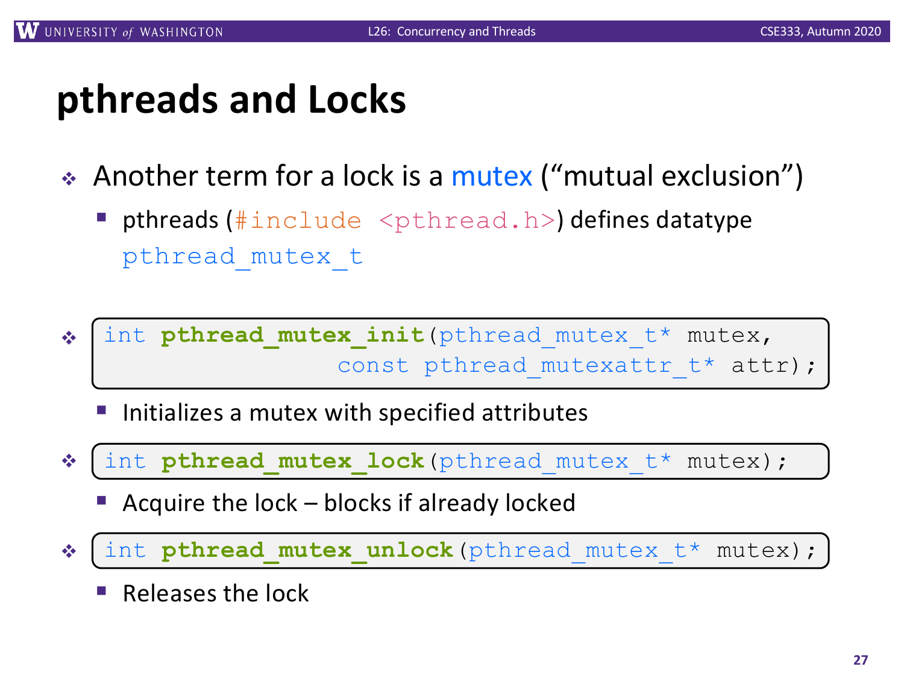# pthreads and Locks

- Another term for a lock is a mutex ("mutual exclusion")
  - pthreads (`#include <pthread.h>`) defines datatype `pthread_mutex_t`

- ```
  int pthread_mutex_init(pthread_mutex_t* mutex,
                         const pthread_mutexattr_t* attr);
  ```
  - Initializes a mutex with specified attributes

- ```
  int pthread_mutex_lock(pthread_mutex_t* mutex);
  ```
  - Acquire the lock – blocks if already locked

- ```
  int pthread_mutex_unlock(pthread_mutex_t* mutex);
  ```
  - Releases the lock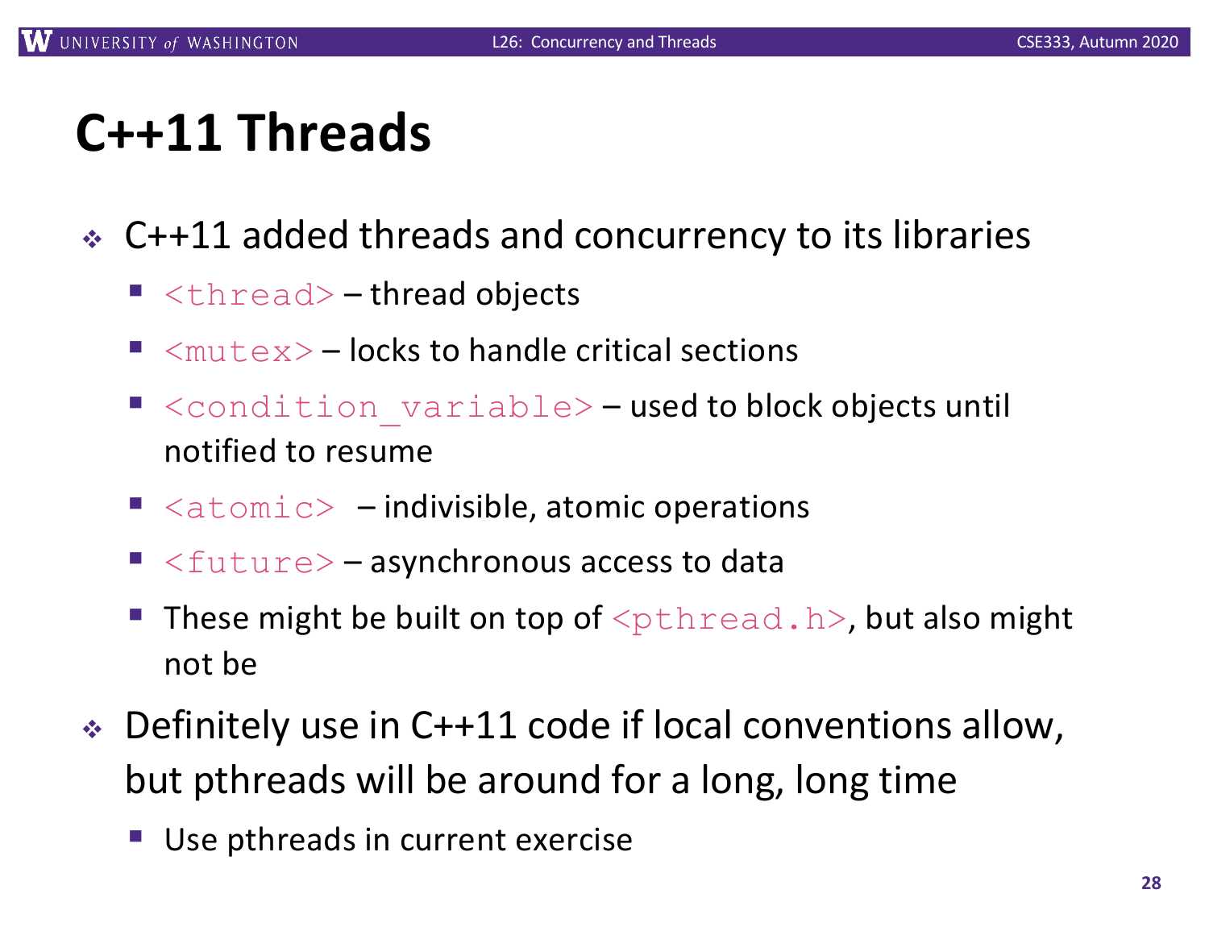# C++11 Threads

- C++11 added threads and concurrency to its libraries
  - `<thread>` – thread objects
  - `<mutex>` – locks to handle critical sections
  - `<condition_variable>` – used to block objects until notified to resume
  - `<atomic>` – indivisible, atomic operations
  - `<future>` – asynchronous access to data
  - These might be built on top of `<pthread.h>`, but also might not be
- Definitely use in C++11 code if local conventions allow, but pthreads will be around for a long, long time
  - Use pthreads in current exercise